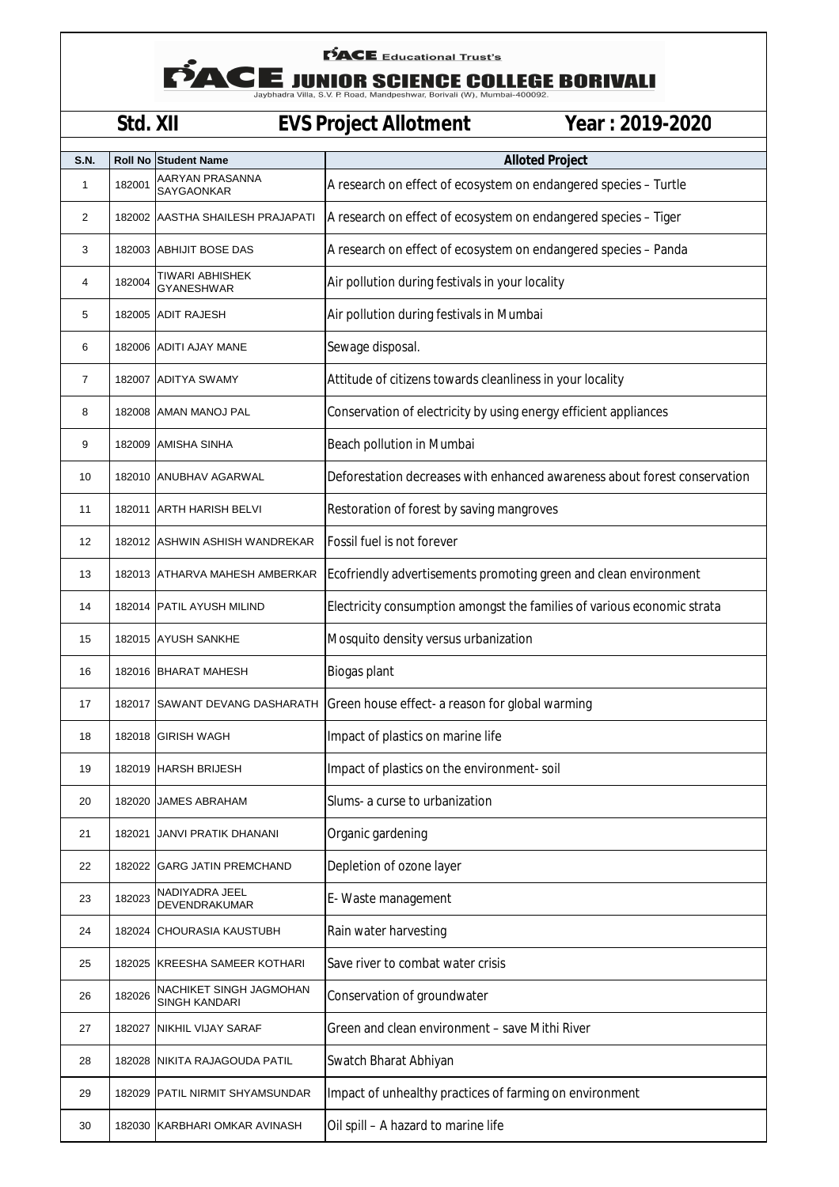PACE Educational Trust's

# PACE JUNIOR SCIENCE COLLEGE BORIVALI

Jaybhadra Villa, S.V. P. Road, Mandpeshwar, Borivali (W), Mumbai-400092.

## Std. XII — EVS Project Allotment — Year : 2019-2020

| S.N. | Roll No | Student Name | Alloted Project |
|---|---|---|---|
| 1 | 182001 | AARYAN PRASANNA SAYGAONKAR | A research on effect of ecosystem on endangered species – Turtle |
| 2 | 182002 | AASTHA SHAILESH PRAJAPATI | A research on effect of ecosystem on endangered species – Tiger |
| 3 | 182003 | ABHIJIT BOSE DAS | A research on effect of ecosystem on endangered species – Panda |
| 4 | 182004 | TIWARI ABHISHEK GYANESHWAR | Air pollution during festivals in your locality |
| 5 | 182005 | ADIT RAJESH | Air pollution during festivals in Mumbai |
| 6 | 182006 | ADITI AJAY MANE | Sewage disposal. |
| 7 | 182007 | ADITYA SWAMY | Attitude of citizens towards cleanliness in your locality |
| 8 | 182008 | AMAN MANOJ PAL | Conservation of electricity by using energy efficient appliances |
| 9 | 182009 | AMISHA SINHA | Beach pollution in Mumbai |
| 10 | 182010 | ANUBHAV AGARWAL | Deforestation decreases with enhanced awareness about forest conservation |
| 11 | 182011 | ARTH HARISH BELVI | Restoration of forest by saving mangroves |
| 12 | 182012 | ASHWIN ASHISH WANDREKAR | Fossil fuel is not forever |
| 13 | 182013 | ATHARVA MAHESH AMBERKAR | Ecofriendly advertisements promoting green and clean environment |
| 14 | 182014 | PATIL AYUSH MILIND | Electricity consumption amongst the families of various economic strata |
| 15 | 182015 | AYUSH SANKHE | Mosquito density versus urbanization |
| 16 | 182016 | BHARAT MAHESH | Biogas plant |
| 17 | 182017 | SAWANT DEVANG DASHARATH | Green house effect- a reason for global warming |
| 18 | 182018 | GIRISH WAGH | Impact of plastics on marine life |
| 19 | 182019 | HARSH BRIJESH | Impact of plastics on the environment- soil |
| 20 | 182020 | JAMES ABRAHAM | Slums- a curse to urbanization |
| 21 | 182021 | JANVI PRATIK DHANANI | Organic gardening |
| 22 | 182022 | GARG JATIN PREMCHAND | Depletion of ozone layer |
| 23 | 182023 | NADIYADRA JEEL DEVENDRAKUMAR | E- Waste management |
| 24 | 182024 | CHOURASIA KAUSTUBH | Rain water harvesting |
| 25 | 182025 | KREESHA SAMEER KOTHARI | Save river to combat water crisis |
| 26 | 182026 | NACHIKET SINGH JAGMOHAN SINGH KANDARI | Conservation of groundwater |
| 27 | 182027 | NIKHIL VIJAY SARAF | Green and clean environment – save Mithi River |
| 28 | 182028 | NIKITA RAJAGOUDA PATIL | Swatch Bharat Abhiyan |
| 29 | 182029 | PATIL NIRMIT SHYAMSUNDAR | Impact of unhealthy practices of farming on environment |
| 30 | 182030 | KARBHARI OMKAR AVINASH | Oil spill – A hazard to marine life |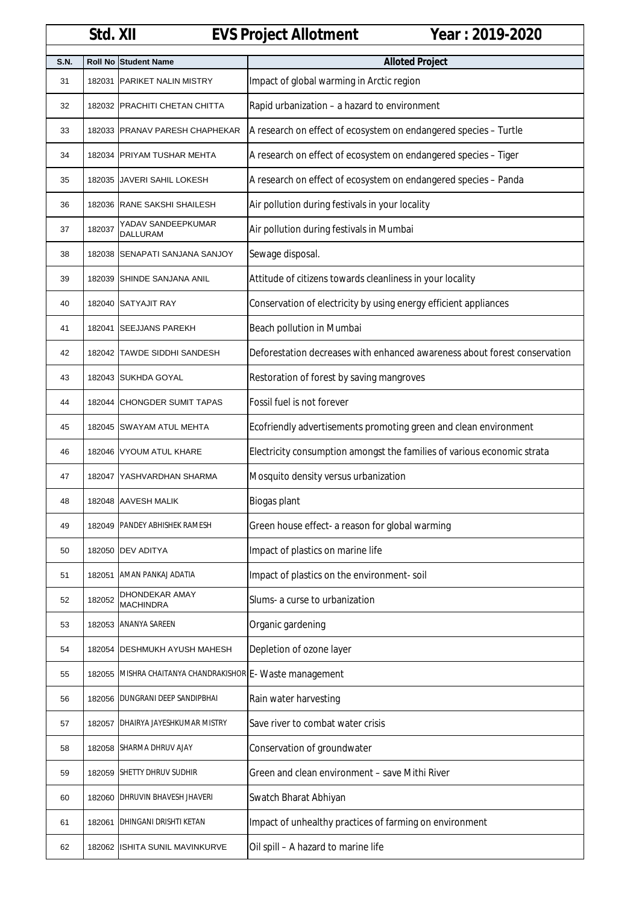| Std. XII | EVS Project Allotment | | Year : 2019-2020 |
|---|---|---|---|
| **S.N.** | **Roll No** | **Student Name** | **Alloted Project** |
| 31 | 182031 | PARIKET NALIN MISTRY | Impact of global warming in Arctic region |
| 32 | 182032 | PRACHITI CHETAN CHITTA | Rapid urbanization – a hazard to environment |
| 33 | 182033 | PRANAV PARESH CHAPHEKAR | A research on effect of ecosystem on endangered species – Turtle |
| 34 | 182034 | PRIYAM TUSHAR MEHTA | A research on effect of ecosystem on endangered species – Tiger |
| 35 | 182035 | JAVERI SAHIL LOKESH | A research on effect of ecosystem on endangered species – Panda |
| 36 | 182036 | RANE SAKSHI SHAILESH | Air pollution during festivals in your locality |
| 37 | 182037 | YADAV SANDEEPKUMAR DALLURAM | Air pollution during festivals in Mumbai |
| 38 | 182038 | SENAPATI SANJANA SANJOY | Sewage disposal. |
| 39 | 182039 | SHINDE SANJANA ANIL | Attitude of citizens towards cleanliness in your locality |
| 40 | 182040 | SATYAJIT RAY | Conservation of electricity by using energy efficient appliances |
| 41 | 182041 | SEEJJANS PAREKH | Beach pollution in Mumbai |
| 42 | 182042 | TAWDE SIDDHI SANDESH | Deforestation decreases with enhanced awareness about forest conservation |
| 43 | 182043 | SUKHDA GOYAL | Restoration of forest by saving mangroves |
| 44 | 182044 | CHONGDER SUMIT TAPAS | Fossil fuel is not forever |
| 45 | 182045 | SWAYAM ATUL MEHTA | Ecofriendly advertisements promoting green and clean environment |
| 46 | 182046 | VYOUM ATUL KHARE | Electricity consumption amongst the families of various economic strata |
| 47 | 182047 | YASHVARDHAN SHARMA | Mosquito density versus urbanization |
| 48 | 182048 | AAVESH MALIK | Biogas plant |
| 49 | 182049 | PANDEY ABHISHEK RAMESH | Green house effect- a reason for global warming |
| 50 | 182050 | DEV ADITYA | Impact of plastics on marine life |
| 51 | 182051 | AMAN PANKAJ ADATIA | Impact of plastics on the environment- soil |
| 52 | 182052 | DHONDEKAR AMAY MACHINDRA | Slums- a curse to urbanization |
| 53 | 182053 | ANANYA SAREEN | Organic gardening |
| 54 | 182054 | DESHMUKH AYUSH MAHESH | Depletion of ozone layer |
| 55 | 182055 | MISHRA CHAITANYA CHANDRAKISHOR | E- Waste management |
| 56 | 182056 | DUNGRANI DEEP SANDIPBHAI | Rain water harvesting |
| 57 | 182057 | DHAIRYA JAYESHKUMAR MISTRY | Save river to combat water crisis |
| 58 | 182058 | SHARMA DHRUV AJAY | Conservation of groundwater |
| 59 | 182059 | SHETTY DHRUV SUDHIR | Green and clean environment – save Mithi River |
| 60 | 182060 | DHRUVIN BHAVESH JHAVERI | Swatch Bharat Abhiyan |
| 61 | 182061 | DHINGANI DRISHTI KETAN | Impact of unhealthy practices of farming on environment |
| 62 | 182062 | ISHITA SUNIL MAVINKURVE | Oil spill – A hazard to marine life |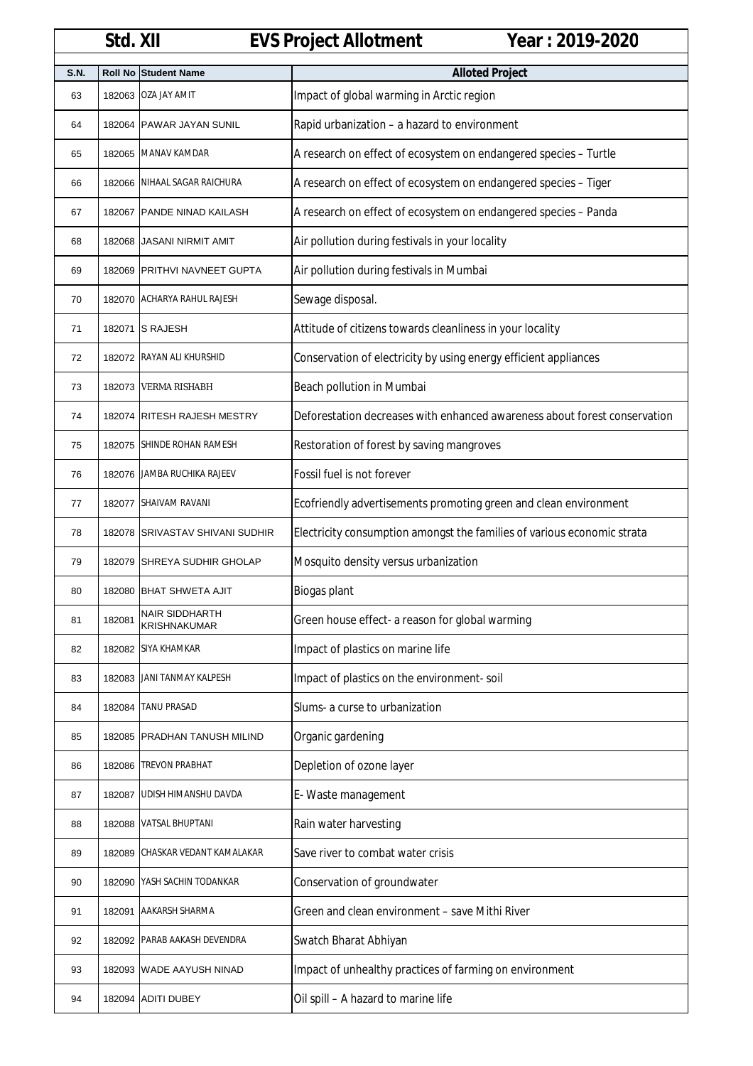| Std. XII | | EVS Project Allotment | Year : 2019-2020 |
|---|---|---|---|
| **S.N.** | **Roll No** | **Student Name** | **Alloted Project** |
| 63 | 182063 | OZA JAY AMIT | Impact of global warming in Arctic region |
| 64 | 182064 | PAWAR JAYAN SUNIL | Rapid urbanization – a hazard to environment |
| 65 | 182065 | MANAV KAMDAR | A research on effect of ecosystem on endangered species – Turtle |
| 66 | 182066 | NIHAAL SAGAR RAICHURA | A research on effect of ecosystem on endangered species – Tiger |
| 67 | 182067 | PANDE NINAD KAILASH | A research on effect of ecosystem on endangered species – Panda |
| 68 | 182068 | JASANI NIRMIT AMIT | Air pollution during festivals in your locality |
| 69 | 182069 | PRITHVI NAVNEET GUPTA | Air pollution during festivals in Mumbai |
| 70 | 182070 | ACHARYA RAHUL RAJESH | Sewage disposal. |
| 71 | 182071 | S RAJESH | Attitude of citizens towards cleanliness in your locality |
| 72 | 182072 | RAYAN ALI KHURSHID | Conservation of electricity by using energy efficient appliances |
| 73 | 182073 | VERMA RISHABH | Beach pollution in Mumbai |
| 74 | 182074 | RITESH RAJESH MESTRY | Deforestation decreases with enhanced awareness about forest conservation |
| 75 | 182075 | SHINDE ROHAN RAMESH | Restoration of forest by saving mangroves |
| 76 | 182076 | JAMBA RUCHIKA RAJEEV | Fossil fuel is not forever |
| 77 | 182077 | SHAIVAM RAVANI | Ecofriendly advertisements promoting green and clean environment |
| 78 | 182078 | SRIVASTAV SHIVANI SUDHIR | Electricity consumption amongst the families of various economic strata |
| 79 | 182079 | SHREYA SUDHIR GHOLAP | Mosquito density versus urbanization |
| 80 | 182080 | BHAT SHWETA AJIT | Biogas plant |
| 81 | 182081 | NAIR SIDDHARTH KRISHNAKUMAR | Green house effect- a reason for global warming |
| 82 | 182082 | SIYA KHAMKAR | Impact of plastics on marine life |
| 83 | 182083 | JANI TANMAY KALPESH | Impact of plastics on the environment- soil |
| 84 | 182084 | TANU PRASAD | Slums- a curse to urbanization |
| 85 | 182085 | PRADHAN TANUSH MILIND | Organic gardening |
| 86 | 182086 | TREVON PRABHAT | Depletion of ozone layer |
| 87 | 182087 | UDISH HIMANSHU DAVDA | E- Waste management |
| 88 | 182088 | VATSAL BHUPTANI | Rain water harvesting |
| 89 | 182089 | CHASKAR VEDANT KAMALAKAR | Save river to combat water crisis |
| 90 | 182090 | YASH SACHIN TODANKAR | Conservation of groundwater |
| 91 | 182091 | AAKARSH SHARMA | Green and clean environment – save Mithi River |
| 92 | 182092 | PARAB AAKASH DEVENDRA | Swatch Bharat Abhiyan |
| 93 | 182093 | WADE AAYUSH NINAD | Impact of unhealthy practices of farming on environment |
| 94 | 182094 | ADITI DUBEY | Oil spill – A hazard to marine life |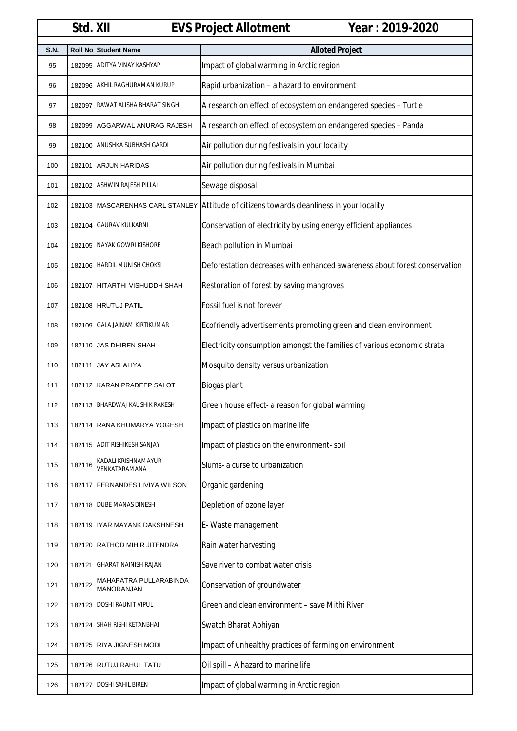# Std. XII EVS Project Allotment Year : 2019-2020

| S.N. | Roll No | Student Name | Alloted Project |
|---|---|---|---|
| 95 | 182095 | ADITYA VINAY KASHYAP | Impact of global warming in Arctic region |
| 96 | 182096 | AKHIL RAGHURAMAN KURUP | Rapid urbanization – a hazard to environment |
| 97 | 182097 | RAWAT ALISHA BHARAT SINGH | A research on effect of ecosystem on endangered species – Turtle |
| 98 | 182099 | AGGARWAL ANURAG RAJESH | A research on effect of ecosystem on endangered species – Panda |
| 99 | 182100 | ANUSHKA SUBHASH GARDI | Air pollution during festivals in your locality |
| 100 | 182101 | ARJUN HARIDAS | Air pollution during festivals in Mumbai |
| 101 | 182102 | ASHWIN RAJESH PILLAI | Sewage disposal. |
| 102 | 182103 | MASCARENHAS CARL STANLEY | Attitude of citizens towards cleanliness in your locality |
| 103 | 182104 | GAURAV KULKARNI | Conservation of electricity by using energy efficient appliances |
| 104 | 182105 | NAYAK GOWRI KISHORE | Beach pollution in Mumbai |
| 105 | 182106 | HARDIL MUNISH CHOKSI | Deforestation decreases with enhanced awareness about forest conservation |
| 106 | 182107 | HITARTHI VISHUDDH SHAH | Restoration of forest by saving mangroves |
| 107 | 182108 | HRUTUJ PATIL | Fossil fuel is not forever |
| 108 | 182109 | GALA JAINAM KIRTIKUMAR | Ecofriendly advertisements promoting green and clean environment |
| 109 | 182110 | JAS DHIREN SHAH | Electricity consumption amongst the families of various economic strata |
| 110 | 182111 | JAY ASLALIYA | Mosquito density versus urbanization |
| 111 | 182112 | KARAN PRADEEP SALOT | Biogas plant |
| 112 | 182113 | BHARDWAJ KAUSHIK RAKESH | Green house effect- a reason for global warming |
| 113 | 182114 | RANA KHUMARYA YOGESH | Impact of plastics on marine life |
| 114 | 182115 | ADIT RISHIKESH SANJAY | Impact of plastics on the environment- soil |
| 115 | 182116 | KADALI KRISHNAMAYUR VENKATARAMANA | Slums- a curse to urbanization |
| 116 | 182117 | FERNANDES LIVIYA WILSON | Organic gardening |
| 117 | 182118 | DUBE MANAS DINESH | Depletion of ozone layer |
| 118 | 182119 | IYAR MAYANK DAKSHNESH | E- Waste management |
| 119 | 182120 | RATHOD MIHIR JITENDRA | Rain water harvesting |
| 120 | 182121 | GHARAT NAINISH RAJAN | Save river to combat water crisis |
| 121 | 182122 | MAHAPATRA PULLARABINDA MANORANJAN | Conservation of groundwater |
| 122 | 182123 | DOSHI RAUNIT VIPUL | Green and clean environment – save Mithi River |
| 123 | 182124 | SHAH RISHI KETANBHAI | Swatch Bharat Abhiyan |
| 124 | 182125 | RIYA JIGNESH MODI | Impact of unhealthy practices of farming on environment |
| 125 | 182126 | RUTUJ RAHUL TATU | Oil spill – A hazard to marine life |
| 126 | 182127 | DOSHI SAHIL BIREN | Impact of global warming in Arctic region |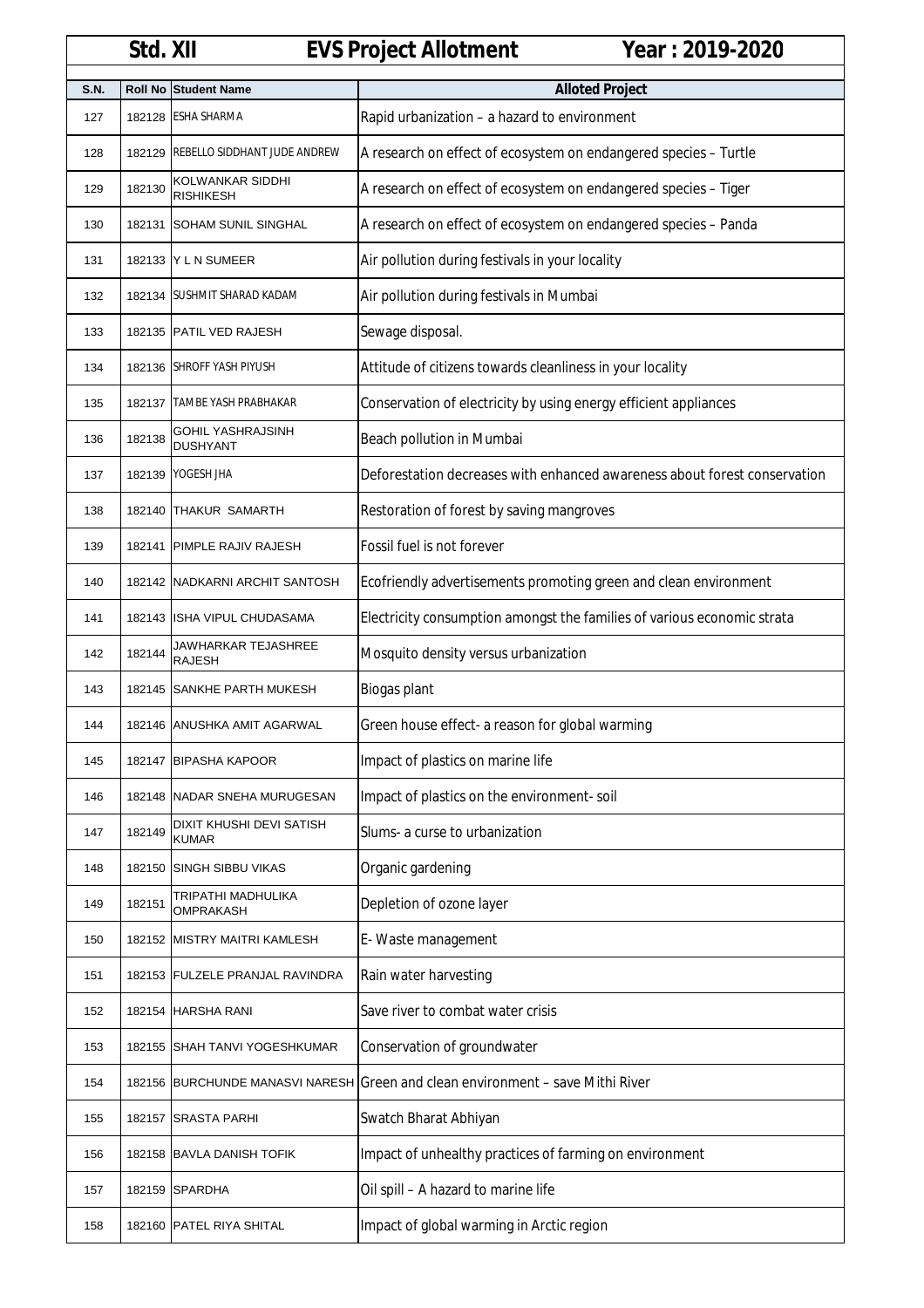# Std. XII EVS Project Allotment Year : 2019-2020

| S.N. | Roll No | Student Name | Alloted Project |
|---|---|---|---|
| 127 | 182128 | ESHA SHARMA | Rapid urbanization – a hazard to environment |
| 128 | 182129 | REBELLO SIDDHANT JUDE ANDREW | A research on effect of ecosystem on endangered species – Turtle |
| 129 | 182130 | KOLWANKAR SIDDHI RISHIKESH | A research on effect of ecosystem on endangered species – Tiger |
| 130 | 182131 | SOHAM SUNIL SINGHAL | A research on effect of ecosystem on endangered species – Panda |
| 131 | 182133 | Y L N SUMEER | Air pollution during festivals in your locality |
| 132 | 182134 | SUSHMIT SHARAD KADAM | Air pollution during festivals in Mumbai |
| 133 | 182135 | PATIL VED RAJESH | Sewage disposal. |
| 134 | 182136 | SHROFF YASH PIYUSH | Attitude of citizens towards cleanliness in your locality |
| 135 | 182137 | TAMBE YASH PRABHAKAR | Conservation of electricity by using energy efficient appliances |
| 136 | 182138 | GOHIL YASHRAJSINH DUSHYANT | Beach pollution in Mumbai |
| 137 | 182139 | YOGESH JHA | Deforestation decreases with enhanced awareness about forest conservation |
| 138 | 182140 | THAKUR SAMARTH | Restoration of forest by saving mangroves |
| 139 | 182141 | PIMPLE RAJIV RAJESH | Fossil fuel is not forever |
| 140 | 182142 | NADKARNI ARCHIT SANTOSH | Ecofriendly advertisements promoting green and clean environment |
| 141 | 182143 | ISHA VIPUL CHUDASAMA | Electricity consumption amongst the families of various economic strata |
| 142 | 182144 | JAWHARKAR TEJASHREE RAJESH | Mosquito density versus urbanization |
| 143 | 182145 | SANKHE PARTH MUKESH | Biogas plant |
| 144 | 182146 | ANUSHKA AMIT AGARWAL | Green house effect- a reason for global warming |
| 145 | 182147 | BIPASHA KAPOOR | Impact of plastics on marine life |
| 146 | 182148 | NADAR SNEHA MURUGESAN | Impact of plastics on the environment- soil |
| 147 | 182149 | DIXIT KHUSHI DEVI SATISH KUMAR | Slums- a curse to urbanization |
| 148 | 182150 | SINGH SIBBU VIKAS | Organic gardening |
| 149 | 182151 | TRIPATHI MADHULIKA OMPRAKASH | Depletion of ozone layer |
| 150 | 182152 | MISTRY MAITRI KAMLESH | E- Waste management |
| 151 | 182153 | FULZELE PRANJAL RAVINDRA | Rain water harvesting |
| 152 | 182154 | HARSHA RANI | Save river to combat water crisis |
| 153 | 182155 | SHAH TANVI YOGESHKUMAR | Conservation of groundwater |
| 154 | 182156 | BURCHUNDE MANASVI NARESH | Green and clean environment – save Mithi River |
| 155 | 182157 | SRASTA PARHI | Swatch Bharat Abhiyan |
| 156 | 182158 | BAVLA DANISH TOFIK | Impact of unhealthy practices of farming on environment |
| 157 | 182159 | SPARDHA | Oil spill – A hazard to marine life |
| 158 | 182160 | PATEL RIYA SHITAL | Impact of global warming in Arctic region |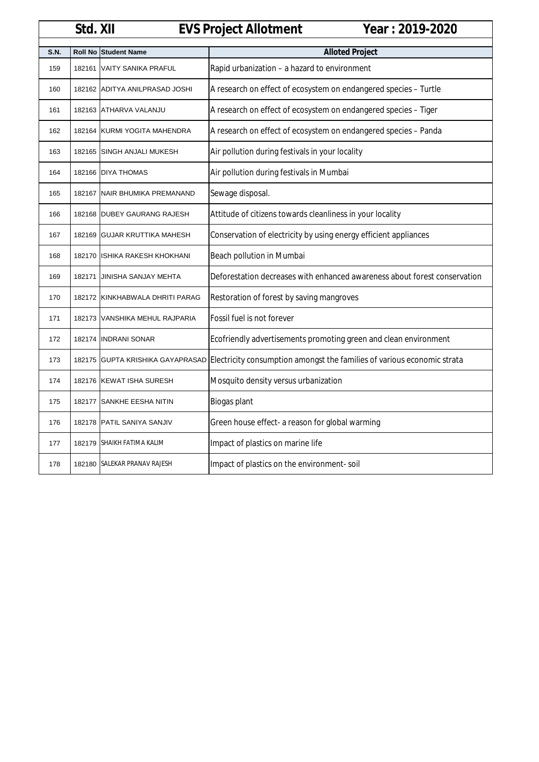**Std. XII** **EVS Project Allotment** **Year : 2019-2020**

| S.N. | Roll No | Student Name | Alloted Project |
|---|---|---|---|
| 159 | 182161 | VAITY SANIKA PRAFUL | Rapid urbanization – a hazard to environment |
| 160 | 182162 | ADITYA ANILPRASAD JOSHI | A research on effect of ecosystem on endangered species – Turtle |
| 161 | 182163 | ATHARVA VALANJU | A research on effect of ecosystem on endangered species – Tiger |
| 162 | 182164 | KURMI YOGITA MAHENDRA | A research on effect of ecosystem on endangered species – Panda |
| 163 | 182165 | SINGH ANJALI MUKESH | Air pollution during festivals in your locality |
| 164 | 182166 | DIYA THOMAS | Air pollution during festivals in Mumbai |
| 165 | 182167 | NAIR BHUMIKA PREMANAND | Sewage disposal. |
| 166 | 182168 | DUBEY GAURANG RAJESH | Attitude of citizens towards cleanliness in your locality |
| 167 | 182169 | GUJAR KRUTTIKA MAHESH | Conservation of electricity by using energy efficient appliances |
| 168 | 182170 | ISHIKA RAKESH KHOKHANI | Beach pollution in Mumbai |
| 169 | 182171 | JINISHA SANJAY MEHTA | Deforestation decreases with enhanced awareness about forest conservation |
| 170 | 182172 | KINKHABWALA DHRITI PARAG | Restoration of forest by saving mangroves |
| 171 | 182173 | VANSHIKA MEHUL RAJPARIA | Fossil fuel is not forever |
| 172 | 182174 | INDRANI SONAR | Ecofriendly advertisements promoting green and clean environment |
| 173 | 182175 | GUPTA KRISHIKA GAYAPRASAD | Electricity consumption amongst the families of various economic strata |
| 174 | 182176 | KEWAT ISHA SURESH | Mosquito density versus urbanization |
| 175 | 182177 | SANKHE EESHA NITIN | Biogas plant |
| 176 | 182178 | PATIL SANIYA SANJIV | Green house effect- a reason for global warming |
| 177 | 182179 | SHAIKH FATIMA KALIM | Impact of plastics on marine life |
| 178 | 182180 | SALEKAR PRANAV RAJESH | Impact of plastics on the environment- soil |